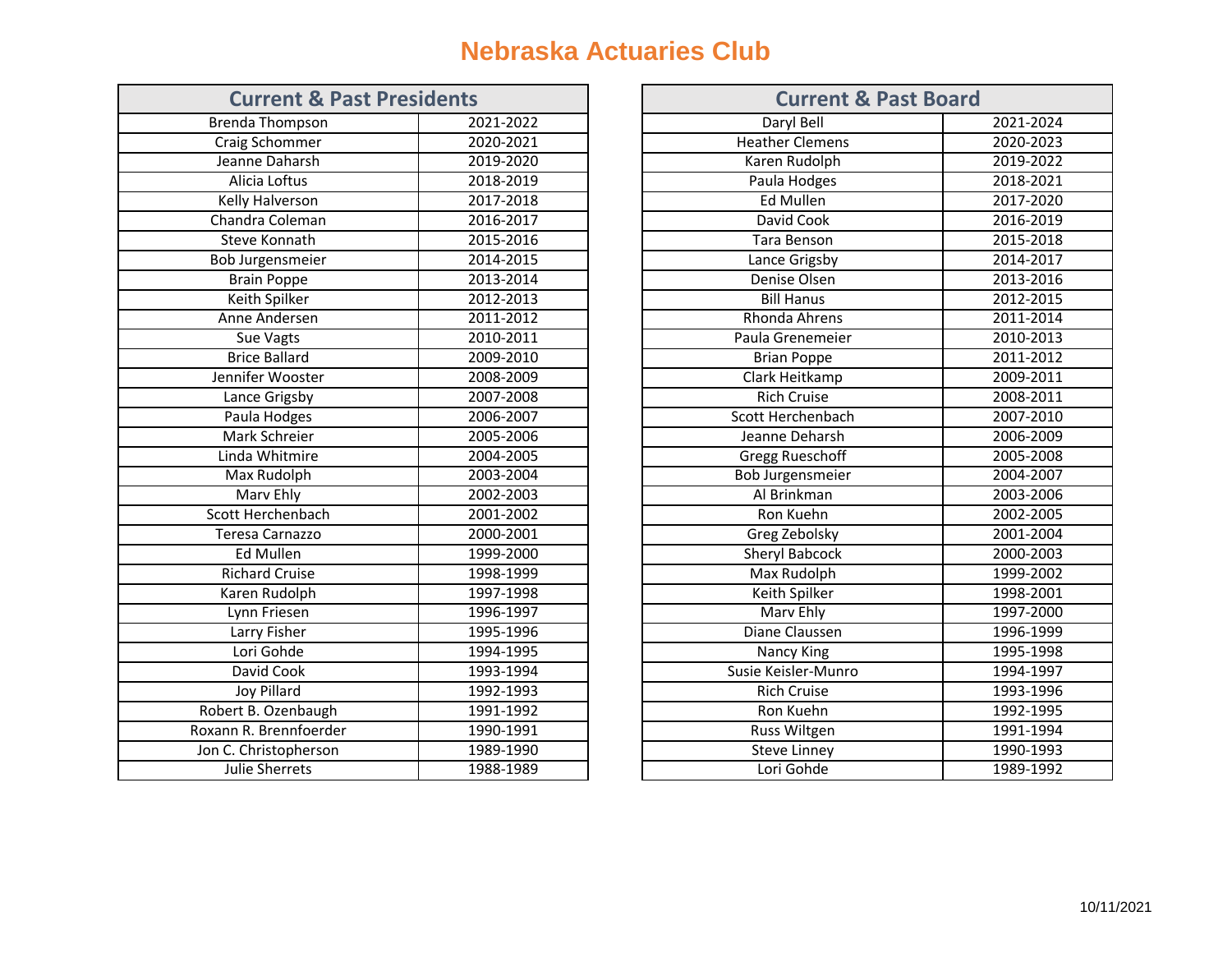# Nebraska Actuaries Club

| Current & Past Presidents | |
|---|---|
| Brenda Thompson | 2021-2022 |
| Craig Schommer | 2020-2021 |
| Jeanne Daharsh | 2019-2020 |
| Alicia Loftus | 2018-2019 |
| Kelly Halverson | 2017-2018 |
| Chandra Coleman | 2016-2017 |
| Steve Konnath | 2015-2016 |
| Bob Jurgensmeier | 2014-2015 |
| Brain Poppe | 2013-2014 |
| Keith Spilker | 2012-2013 |
| Anne Andersen | 2011-2012 |
| Sue Vagts | 2010-2011 |
| Brice Ballard | 2009-2010 |
| Jennifer Wooster | 2008-2009 |
| Lance Grigsby | 2007-2008 |
| Paula Hodges | 2006-2007 |
| Mark Schreier | 2005-2006 |
| Linda Whitmire | 2004-2005 |
| Max Rudolph | 2003-2004 |
| Marv Ehly | 2002-2003 |
| Scott Herchenbach | 2001-2002 |
| Teresa Carnazzo | 2000-2001 |
| Ed Mullen | 1999-2000 |
| Richard Cruise | 1998-1999 |
| Karen Rudolph | 1997-1998 |
| Lynn Friesen | 1996-1997 |
| Larry Fisher | 1995-1996 |
| Lori Gohde | 1994-1995 |
| David Cook | 1993-1994 |
| Joy Pillard | 1992-1993 |
| Robert B. Ozenbaugh | 1991-1992 |
| Roxann R. Brennfoerder | 1990-1991 |
| Jon C. Christopherson | 1989-1990 |
| Julie Sherrets | 1988-1989 |

| Current & Past Board | |
|---|---|
| Daryl Bell | 2021-2024 |
| Heather Clemens | 2020-2023 |
| Karen Rudolph | 2019-2022 |
| Paula Hodges | 2018-2021 |
| Ed Mullen | 2017-2020 |
| David Cook | 2016-2019 |
| Tara Benson | 2015-2018 |
| Lance Grigsby | 2014-2017 |
| Denise Olsen | 2013-2016 |
| Bill Hanus | 2012-2015 |
| Rhonda Ahrens | 2011-2014 |
| Paula Grenemeier | 2010-2013 |
| Brian Poppe | 2011-2012 |
| Clark Heitkamp | 2009-2011 |
| Rich Cruise | 2008-2011 |
| Scott Herchenbach | 2007-2010 |
| Jeanne Deharsh | 2006-2009 |
| Gregg Rueschoff | 2005-2008 |
| Bob Jurgensmeier | 2004-2007 |
| Al Brinkman | 2003-2006 |
| Ron Kuehn | 2002-2005 |
| Greg Zebolsky | 2001-2004 |
| Sheryl Babcock | 2000-2003 |
| Max Rudolph | 1999-2002 |
| Keith Spilker | 1998-2001 |
| Marv Ehly | 1997-2000 |
| Diane Claussen | 1996-1999 |
| Nancy King | 1995-1998 |
| Susie Keisler-Munro | 1994-1997 |
| Rich Cruise | 1993-1996 |
| Ron Kuehn | 1992-1995 |
| Russ Wiltgen | 1991-1994 |
| Steve Linney | 1990-1993 |
| Lori Gohde | 1989-1992 |

10/11/2021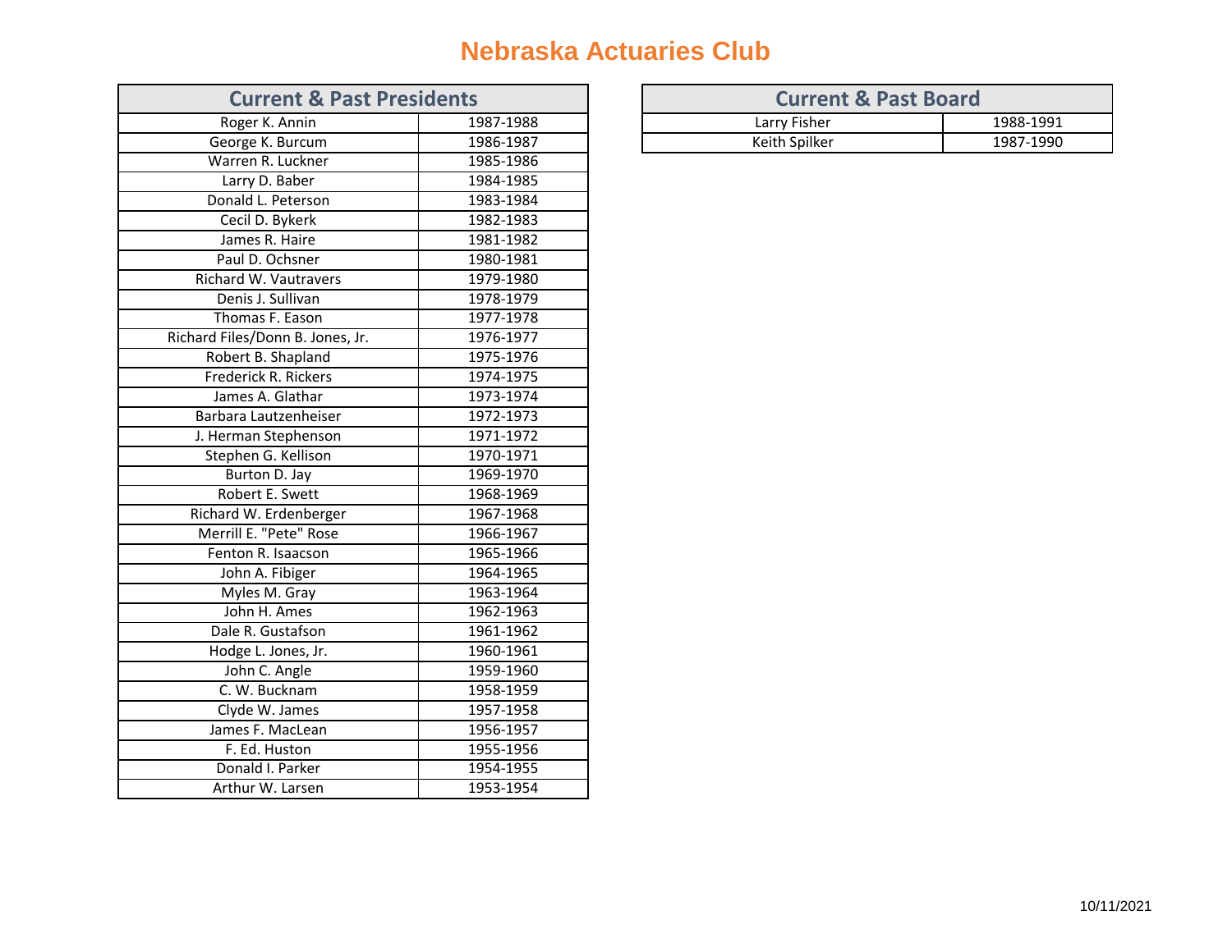# Nebraska Actuaries Club

| Current & Past Presidents | |
|---|---|
| Roger K. Annin | 1987-1988 |
| George K. Burcum | 1986-1987 |
| Warren R. Luckner | 1985-1986 |
| Larry D. Baber | 1984-1985 |
| Donald L. Peterson | 1983-1984 |
| Cecil D. Bykerk | 1982-1983 |
| James R. Haire | 1981-1982 |
| Paul D. Ochsner | 1980-1981 |
| Richard W. Vautravers | 1979-1980 |
| Denis J. Sullivan | 1978-1979 |
| Thomas F. Eason | 1977-1978 |
| Richard Files/Donn B. Jones, Jr. | 1976-1977 |
| Robert B. Shapland | 1975-1976 |
| Frederick R. Rickers | 1974-1975 |
| James A. Glathar | 1973-1974 |
| Barbara Lautzenheiser | 1972-1973 |
| J. Herman Stephenson | 1971-1972 |
| Stephen G. Kellison | 1970-1971 |
| Burton D. Jay | 1969-1970 |
| Robert E. Swett | 1968-1969 |
| Richard W. Erdenberger | 1967-1968 |
| Merrill E. "Pete" Rose | 1966-1967 |
| Fenton R. Isaacson | 1965-1966 |
| John A. Fibiger | 1964-1965 |
| Myles M. Gray | 1963-1964 |
| John H. Ames | 1962-1963 |
| Dale R. Gustafson | 1961-1962 |
| Hodge L. Jones, Jr. | 1960-1961 |
| John C. Angle | 1959-1960 |
| C. W. Bucknam | 1958-1959 |
| Clyde W. James | 1957-1958 |
| James F. MacLean | 1956-1957 |
| F. Ed. Huston | 1955-1956 |
| Donald I. Parker | 1954-1955 |
| Arthur W. Larsen | 1953-1954 |

| Current & Past Board | |
|---|---|
| Larry Fisher | 1988-1991 |
| Keith Spilker | 1987-1990 |

10/11/2021